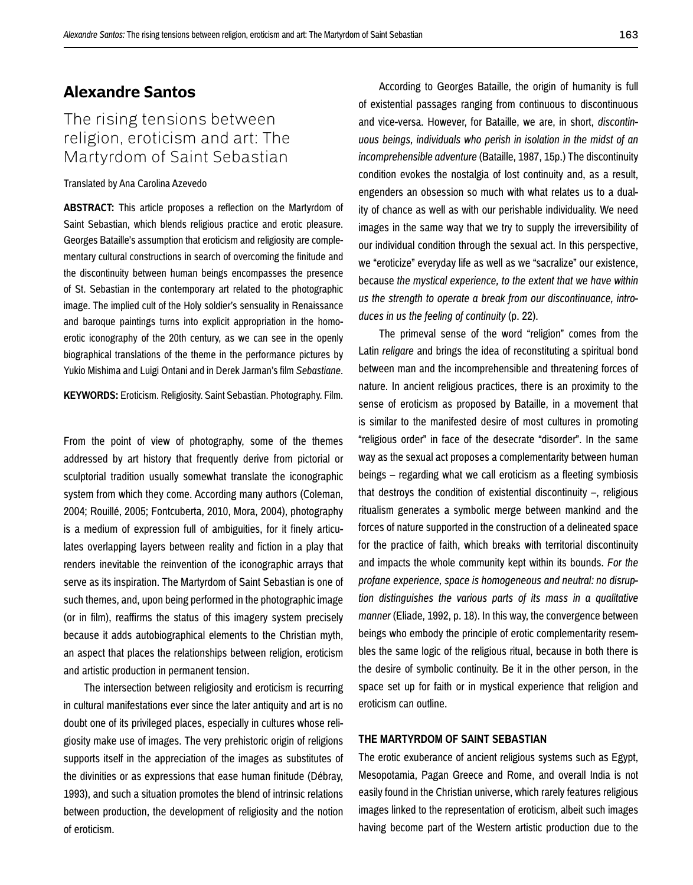# Alexandre Santos

## The rising tensions between religion, eroticism and art: The Martyrdom of Saint Sebastian

Translated by Ana Carolina Azevedo

**ABSTRACT:** This article proposes a reflection on the Martyrdom of Saint Sebastian, which blends religious practice and erotic pleasure. Georges Bataille's assumption that eroticism and religiosity are complementary cultural constructions in search of overcoming the finitude and the discontinuity between human beings encompasses the presence of St. Sebastian in the contemporary art related to the photographic image. The implied cult of the Holy soldier's sensuality in Renaissance and baroque paintings turns into explicit appropriation in the homoerotic iconography of the 20th century, as we can see in the openly biographical translations of the theme in the performance pictures by Yukio Mishima and Luigi Ontani and in Derek Jarman's film *Sebastiane*.

**KEYWORDS:** Eroticism. Religiosity. Saint Sebastian. Photography. Film.

From the point of view of photography, some of the themes addressed by art history that frequently derive from pictorial or sculptorial tradition usually somewhat translate the iconographic system from which they come. According many authors (Coleman, 2004; Rouillé, 2005; Fontcuberta, 2010, Mora, 2004), photography is a medium of expression full of ambiguities, for it finely articulates overlapping layers between reality and fiction in a play that renders inevitable the reinvention of the iconographic arrays that serve as its inspiration. The Martyrdom of Saint Sebastian is one of such themes, and, upon being performed in the photographic image (or in film), reaffirms the status of this imagery system precisely because it adds autobiographical elements to the Christian myth, an aspect that places the relationships between religion, eroticism and artistic production in permanent tension.

The intersection between religiosity and eroticism is recurring in cultural manifestations ever since the later antiquity and art is no doubt one of its privileged places, especially in cultures whose religiosity make use of images. The very prehistoric origin of religions supports itself in the appreciation of the images as substitutes of the divinities or as expressions that ease human finitude (Débray, 1993), and such a situation promotes the blend of intrinsic relations between production, the development of religiosity and the notion of eroticism.

According to Georges Bataille, the origin of humanity is full of existential passages ranging from continuous to discontinuous and vice-versa. However, for Bataille, we are, in short, *discontinuous beings, individuals who perish in isolation in the midst of an incomprehensible adventure* (Bataille, 1987, 15p.) The discontinuity condition evokes the nostalgia of lost continuity and, as a result, engenders an obsession so much with what relates us to a duality of chance as well as with our perishable individuality. We need images in the same way that we try to supply the irreversibility of our individual condition through the sexual act. In this perspective, we "eroticize" everyday life as well as we "sacralize" our existence, because *the mystical experience, to the extent that we have within us the strength to operate a break from our discontinuance, introduces in us the feeling of continuity* (p. 22).

The primeval sense of the word "religion" comes from the Latin *religare* and brings the idea of reconstituting a spiritual bond between man and the incomprehensible and threatening forces of nature. In ancient religious practices, there is an proximity to the sense of eroticism as proposed by Bataille, in a movement that is similar to the manifested desire of most cultures in promoting "religious order" in face of the desecrate "disorder". In the same way as the sexual act proposes a complementarity between human beings – regarding what we call eroticism as a fleeting symbiosis that destroys the condition of existential discontinuity –, religious ritualism generates a symbolic merge between mankind and the forces of nature supported in the construction of a delineated space for the practice of faith, which breaks with territorial discontinuity and impacts the whole community kept within its bounds. *For the profane experience, space is homogeneous and neutral: no disruption distinguishes the various parts of its mass in a qualitative manner* (Eliade, 1992, p. 18). In this way, the convergence between beings who embody the principle of erotic complementarity resembles the same logic of the religious ritual, because in both there is the desire of symbolic continuity. Be it in the other person, in the space set up for faith or in mystical experience that religion and eroticism can outline.

### THE MARTYRDOM OF SAINT SEBASTIAN

The erotic exuberance of ancient religious systems such as Egypt, Mesopotamia, Pagan Greece and Rome, and overall India is not easily found in the Christian universe, which rarely features religious images linked to the representation of eroticism, albeit such images having become part of the Western artistic production due to the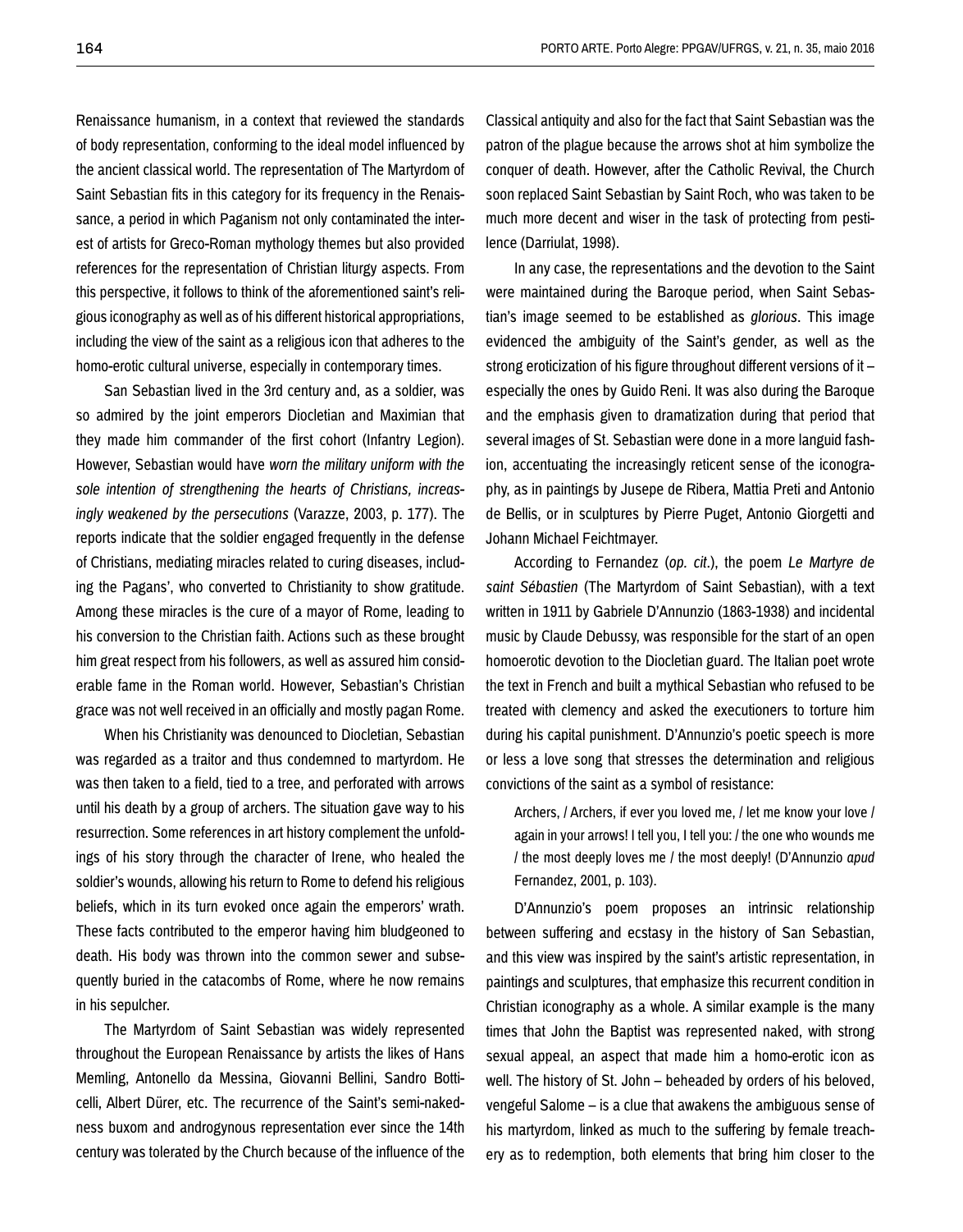Renaissance humanism, in a context that reviewed the standards of body representation, conforming to the ideal model influenced by the ancient classical world. The representation of The Martyrdom of Saint Sebastian fits in this category for its frequency in the Renaissance, a period in which Paganism not only contaminated the interest of artists for Greco-Roman mythology themes but also provided references for the representation of Christian liturgy aspects. From this perspective, it follows to think of the aforementioned saint's religious iconography as well as of his different historical appropriations, including the view of the saint as a religious icon that adheres to the homo-erotic cultural universe, especially in contemporary times.

San Sebastian lived in the 3rd century and, as a soldier, was so admired by the joint emperors Diocletian and Maximian that they made him commander of the first cohort (Infantry Legion). However, Sebastian would have *worn the military uniform with the sole intention of strengthening the hearts of Christians, increasingly weakened by the persecutions* (Varazze, 2003, p. 177). The reports indicate that the soldier engaged frequently in the defense of Christians, mediating miracles related to curing diseases, including the Pagans', who converted to Christianity to show gratitude. Among these miracles is the cure of a mayor of Rome, leading to his conversion to the Christian faith. Actions such as these brought him great respect from his followers, as well as assured him considerable fame in the Roman world. However, Sebastian's Christian grace was not well received in an officially and mostly pagan Rome.

When his Christianity was denounced to Diocletian, Sebastian was regarded as a traitor and thus condemned to martyrdom. He was then taken to a field, tied to a tree, and perforated with arrows until his death by a group of archers. The situation gave way to his resurrection. Some references in art history complement the unfoldings of his story through the character of Irene, who healed the soldier's wounds, allowing his return to Rome to defend his religious beliefs, which in its turn evoked once again the emperors' wrath. These facts contributed to the emperor having him bludgeoned to death. His body was thrown into the common sewer and subsequently buried in the catacombs of Rome, where he now remains in his sepulcher.

The Martyrdom of Saint Sebastian was widely represented throughout the European Renaissance by artists the likes of Hans Memling, Antonello da Messina, Giovanni Bellini, Sandro Botticelli, Albert Dürer, etc. The recurrence of the Saint's semi-nakedness buxom and androgynous representation ever since the 14th century was tolerated by the Church because of the influence of the Classical antiquity and also for the fact that Saint Sebastian was the patron of the plague because the arrows shot at him symbolize the conquer of death. However, after the Catholic Revival, the Church soon replaced Saint Sebastian by Saint Roch, who was taken to be much more decent and wiser in the task of protecting from pestilence (Darriulat, 1998).

In any case, the representations and the devotion to the Saint were maintained during the Baroque period, when Saint Sebastian's image seemed to be established as *glorious*. This image evidenced the ambiguity of the Saint's gender, as well as the strong eroticization of his figure throughout different versions of it – especially the ones by Guido Reni. It was also during the Baroque and the emphasis given to dramatization during that period that several images of St. Sebastian were done in a more languid fashion, accentuating the increasingly reticent sense of the iconography, as in paintings by Jusepe de Ribera, Mattia Preti and Antonio de Bellis, or in sculptures by Pierre Puget, Antonio Giorgetti and Johann Michael Feichtmayer.

According to Fernandez (*op. cit*.), the poem *Le Martyre de saint Sébastien* (The Martyrdom of Saint Sebastian), with a text written in 1911 by Gabriele D'Annunzio (1863-1938) and incidental music by Claude Debussy, was responsible for the start of an open homoerotic devotion to the Diocletian guard. The Italian poet wrote the text in French and built a mythical Sebastian who refused to be treated with clemency and asked the executioners to torture him during his capital punishment. D'Annunzio's poetic speech is more or less a love song that stresses the determination and religious convictions of the saint as a symbol of resistance:

> Archers, / Archers, if ever you loved me, / let me know your love / again in your arrows! I tell you, I tell you: / the one who wounds me / the most deeply loves me / the most deeply! (D'Annunzio *apud* Fernandez, 2001, p. 103).

D'Annunzio's poem proposes an intrinsic relationship between suffering and ecstasy in the history of San Sebastian, and this view was inspired by the saint's artistic representation, in paintings and sculptures, that emphasize this recurrent condition in Christian iconography as a whole. A similar example is the many times that John the Baptist was represented naked, with strong sexual appeal, an aspect that made him a homo-erotic icon as well. The history of St. John – beheaded by orders of his beloved, vengeful Salome – is a clue that awakens the ambiguous sense of his martyrdom, linked as much to the suffering by female treachery as to redemption, both elements that bring him closer to the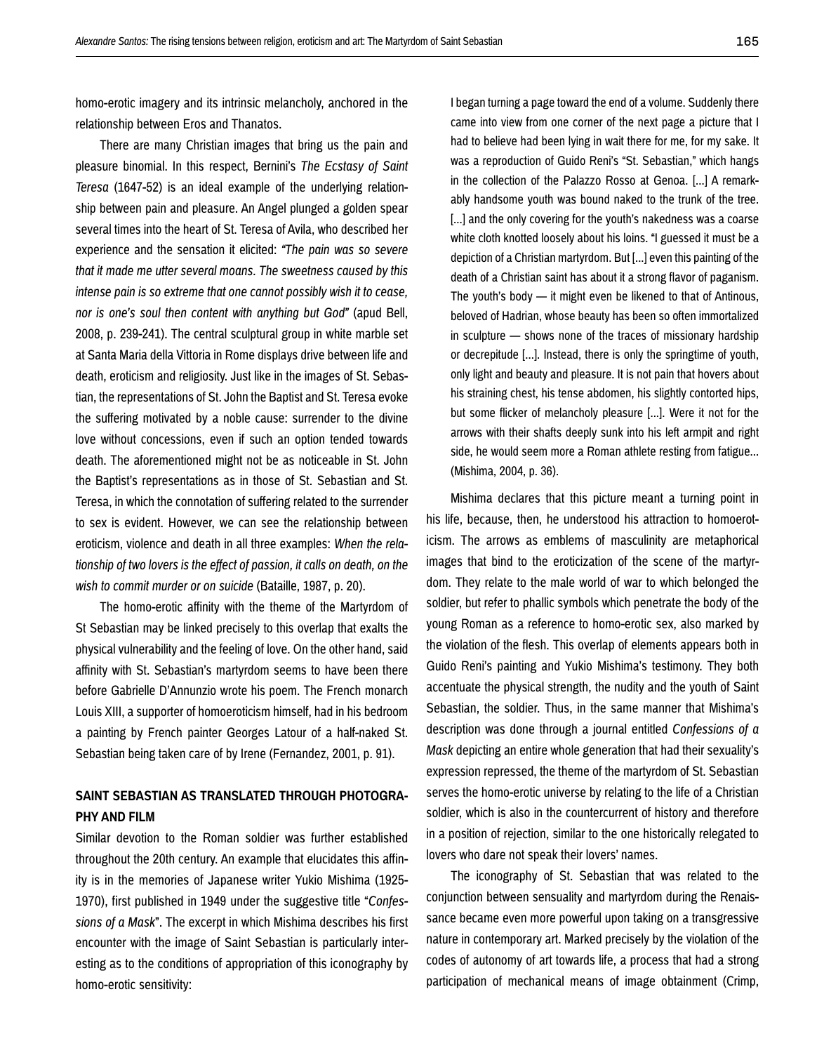homo-erotic imagery and its intrinsic melancholy, anchored in the relationship between Eros and Thanatos.

There are many Christian images that bring us the pain and pleasure binomial. In this respect, Bernini's *The Ecstasy of Saint Teresa* (1647-52) is an ideal example of the underlying relationship between pain and pleasure. An Angel plunged a golden spear several times into the heart of St. Teresa of Avila, who described her experience and the sensation it elicited: *"The pain was so severe that it made me utter several moans. The sweetness caused by this intense pain is so extreme that one cannot possibly wish it to cease, nor is one's soul then content with anything but God"* (apud Bell, 2008, p. 239-241). The central sculptural group in white marble set at Santa Maria della Vittoria in Rome displays drive between life and death, eroticism and religiosity. Just like in the images of St. Sebastian, the representations of St. John the Baptist and St. Teresa evoke the suffering motivated by a noble cause: surrender to the divine love without concessions, even if such an option tended towards death. The aforementioned might not be as noticeable in St. John the Baptist's representations as in those of St. Sebastian and St. Teresa, in which the connotation of suffering related to the surrender to sex is evident. However, we can see the relationship between eroticism, violence and death in all three examples: *When the relationship of two lovers is the effect of passion, it calls on death, on the wish to commit murder or on suicide* (Bataille, 1987, p. 20).

The homo-erotic affinity with the theme of the Martyrdom of St Sebastian may be linked precisely to this overlap that exalts the physical vulnerability and the feeling of love. On the other hand, said affinity with St. Sebastian's martyrdom seems to have been there before Gabrielle D'Annunzio wrote his poem. The French monarch Louis XIII, a supporter of homoeroticism himself, had in his bedroom a painting by French painter Georges Latour of a half-naked St. Sebastian being taken care of by Irene (Fernandez, 2001, p. 91).

## SAINT SEBASTIAN AS TRANSLATED THROUGH PHOTOGRAPHY AND FILM

Similar devotion to the Roman soldier was further established throughout the 20th century. An example that elucidates this affinity is in the memories of Japanese writer Yukio Mishima (1925-1970), first published in 1949 under the suggestive title "*Confessions of a Mask*". The excerpt in which Mishima describes his first encounter with the image of Saint Sebastian is particularly interesting as to the conditions of appropriation of this iconography by homo-erotic sensitivity:

> I began turning a page toward the end of a volume. Suddenly there came into view from one corner of the next page a picture that I had to believe had been lying in wait there for me, for my sake. It was a reproduction of Guido Reni's "St. Sebastian," which hangs in the collection of the Palazzo Rosso at Genoa. [...] A remarkably handsome youth was bound naked to the trunk of the tree. [...] and the only covering for the youth's nakedness was a coarse white cloth knotted loosely about his loins. "I guessed it must be a depiction of a Christian martyrdom. But [...] even this painting of the death of a Christian saint has about it a strong flavor of paganism. The youth's body — it might even be likened to that of Antinous, beloved of Hadrian, whose beauty has been so often immortalized in sculpture — shows none of the traces of missionary hardship or decrepitude [...]. Instead, there is only the springtime of youth, only light and beauty and pleasure. It is not pain that hovers about his straining chest, his tense abdomen, his slightly contorted hips, but some flicker of melancholy pleasure [...]. Were it not for the arrows with their shafts deeply sunk into his left armpit and right side, he would seem more a Roman athlete resting from fatigue... (Mishima, 2004, p. 36).

Mishima declares that this picture meant a turning point in his life, because, then, he understood his attraction to homoeroticism. The arrows as emblems of masculinity are metaphorical images that bind to the eroticization of the scene of the martyrdom. They relate to the male world of war to which belonged the soldier, but refer to phallic symbols which penetrate the body of the young Roman as a reference to homo-erotic sex, also marked by the violation of the flesh. This overlap of elements appears both in Guido Reni's painting and Yukio Mishima's testimony. They both accentuate the physical strength, the nudity and the youth of Saint Sebastian, the soldier. Thus, in the same manner that Mishima's description was done through a journal entitled *Confessions of a Mask* depicting an entire whole generation that had their sexuality's expression repressed, the theme of the martyrdom of St. Sebastian serves the homo-erotic universe by relating to the life of a Christian soldier, which is also in the countercurrent of history and therefore in a position of rejection, similar to the one historically relegated to lovers who dare not speak their lovers' names.

The iconography of St. Sebastian that was related to the conjunction between sensuality and martyrdom during the Renaissance became even more powerful upon taking on a transgressive nature in contemporary art. Marked precisely by the violation of the codes of autonomy of art towards life, a process that had a strong participation of mechanical means of image obtainment (Crimp,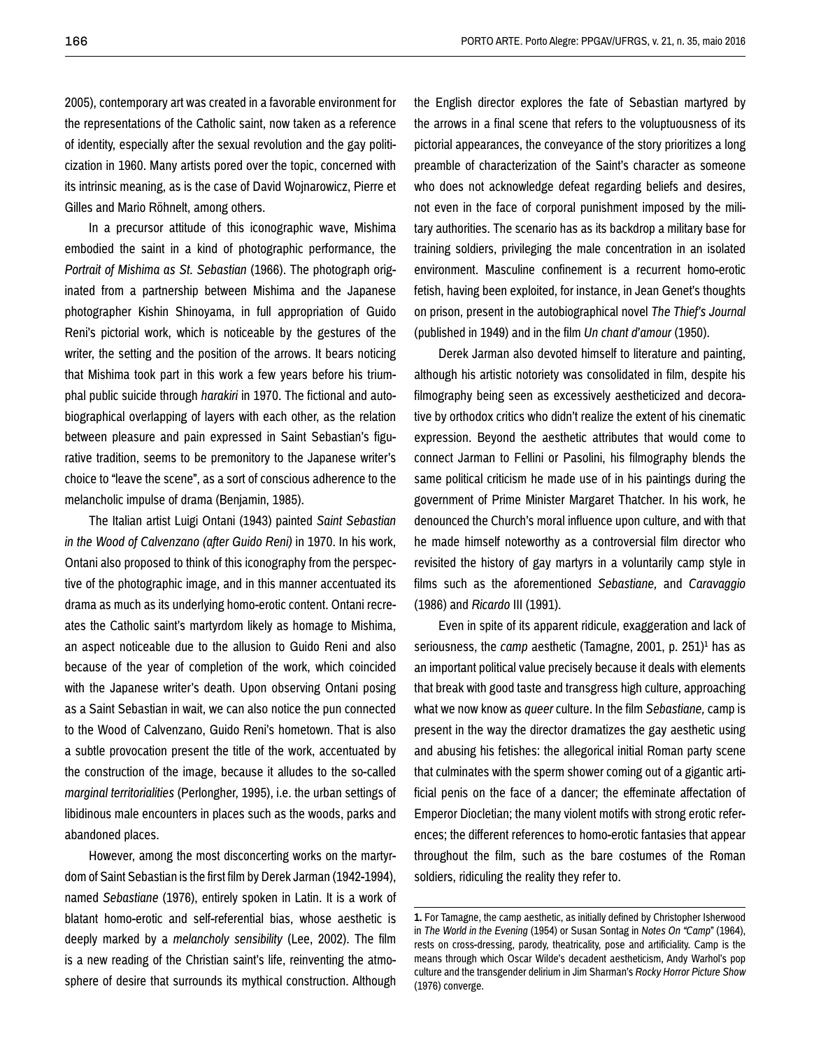2005), contemporary art was created in a favorable environment for the representations of the Catholic saint, now taken as a reference of identity, especially after the sexual revolution and the gay politicization in 1960. Many artists pored over the topic, concerned with its intrinsic meaning, as is the case of David Wojnarowicz, Pierre et Gilles and Mario Röhnelt, among others.

In a precursor attitude of this iconographic wave, Mishima embodied the saint in a kind of photographic performance, the *Portrait of Mishima as St. Sebastian* (1966). The photograph originated from a partnership between Mishima and the Japanese photographer Kishin Shinoyama, in full appropriation of Guido Reni's pictorial work, which is noticeable by the gestures of the writer, the setting and the position of the arrows. It bears noticing that Mishima took part in this work a few years before his triumphal public suicide through *harakiri* in 1970. The fictional and autobiographical overlapping of layers with each other, as the relation between pleasure and pain expressed in Saint Sebastian's figurative tradition, seems to be premonitory to the Japanese writer's choice to "leave the scene", as a sort of conscious adherence to the melancholic impulse of drama (Benjamin, 1985).

The Italian artist Luigi Ontani (1943) painted *Saint Sebastian in the Wood of Calvenzano (after Guido Reni)* in 1970. In his work, Ontani also proposed to think of this iconography from the perspective of the photographic image, and in this manner accentuated its drama as much as its underlying homo-erotic content. Ontani recreates the Catholic saint's martyrdom likely as homage to Mishima, an aspect noticeable due to the allusion to Guido Reni and also because of the year of completion of the work, which coincided with the Japanese writer's death. Upon observing Ontani posing as a Saint Sebastian in wait, we can also notice the pun connected to the Wood of Calvenzano, Guido Reni's hometown. That is also a subtle provocation present the title of the work, accentuated by the construction of the image, because it alludes to the so-called *marginal territorialities* (Perlongher, 1995), i.e. the urban settings of libidinous male encounters in places such as the woods, parks and abandoned places.

However, among the most disconcerting works on the martyrdom of Saint Sebastian is the first film by Derek Jarman (1942-1994), named *Sebastiane* (1976), entirely spoken in Latin. It is a work of blatant homo-erotic and self-referential bias, whose aesthetic is deeply marked by a *melancholy sensibility* (Lee, 2002). The film is a new reading of the Christian saint's life, reinventing the atmosphere of desire that surrounds its mythical construction. Although the English director explores the fate of Sebastian martyred by the arrows in a final scene that refers to the voluptuousness of its pictorial appearances, the conveyance of the story prioritizes a long preamble of characterization of the Saint's character as someone who does not acknowledge defeat regarding beliefs and desires, not even in the face of corporal punishment imposed by the military authorities. The scenario has as its backdrop a military base for training soldiers, privileging the male concentration in an isolated environment. Masculine confinement is a recurrent homo-erotic fetish, having been exploited, for instance, in Jean Genet's thoughts on prison, present in the autobiographical novel *The Thief's Journal* (published in 1949) and in the film *Un chant d'amour* (1950).

Derek Jarman also devoted himself to literature and painting, although his artistic notoriety was consolidated in film, despite his filmography being seen as excessively aestheticized and decorative by orthodox critics who didn't realize the extent of his cinematic expression. Beyond the aesthetic attributes that would come to connect Jarman to Fellini or Pasolini, his filmography blends the same political criticism he made use of in his paintings during the government of Prime Minister Margaret Thatcher. In his work, he denounced the Church's moral influence upon culture, and with that he made himself noteworthy as a controversial film director who revisited the history of gay martyrs in a voluntarily camp style in films such as the aforementioned *Sebastiane,* and *Caravaggio* (1986) and *Ricardo* III (1991).

Even in spite of its apparent ridicule, exaggeration and lack of seriousness, the *camp* aesthetic (Tamagne, 2001, p. 251)[1] has as an important political value precisely because it deals with elements that break with good taste and transgress high culture, approaching what we now know as *queer* culture. In the film *Sebastiane,* camp is present in the way the director dramatizes the gay aesthetic using and abusing his fetishes: the allegorical initial Roman party scene that culminates with the sperm shower coming out of a gigantic artificial penis on the face of a dancer; the effeminate affectation of Emperor Diocletian; the many violent motifs with strong erotic references; the different references to homo-erotic fantasies that appear throughout the film, such as the bare costumes of the Roman soldiers, ridiculing the reality they refer to.

---

**1.** For Tamagne, the camp aesthetic, as initially defined by Christopher Isherwood in *The World in the Evening* (1954) or Susan Sontag in *Notes On "Camp"* (1964), rests on cross-dressing, parody, theatricality, pose and artificiality. Camp is the means through which Oscar Wilde's decadent aestheticism, Andy Warhol's pop culture and the transgender delirium in Jim Sharman's *Rocky Horror Picture Show* (1976) converge.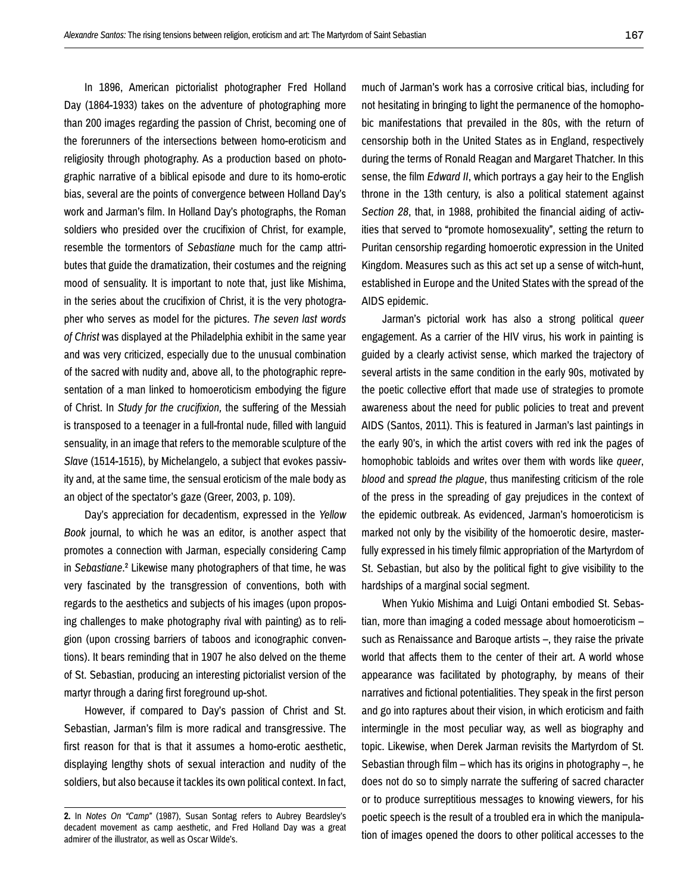In 1896, American pictorialist photographer Fred Holland Day (1864-1933) takes on the adventure of photographing more than 200 images regarding the passion of Christ, becoming one of the forerunners of the intersections between homo-eroticism and religiosity through photography. As a production based on photographic narrative of a biblical episode and dure to its homo-erotic bias, several are the points of convergence between Holland Day's work and Jarman's film. In Holland Day's photographs, the Roman soldiers who presided over the crucifixion of Christ, for example, resemble the tormentors of *Sebastiane* much for the camp attributes that guide the dramatization, their costumes and the reigning mood of sensuality. It is important to note that, just like Mishima, in the series about the crucifixion of Christ, it is the very photographer who serves as model for the pictures. *The seven last words of Christ* was displayed at the Philadelphia exhibit in the same year and was very criticized, especially due to the unusual combination of the sacred with nudity and, above all, to the photographic representation of a man linked to homoeroticism embodying the figure of Christ. In *Study for the crucifixion,* the suffering of the Messiah is transposed to a teenager in a full-frontal nude, filled with languid sensuality, in an image that refers to the memorable sculpture of the *Slave* (1514-1515), by Michelangelo, a subject that evokes passivity and, at the same time, the sensual eroticism of the male body as an object of the spectator's gaze (Greer, 2003, p. 109).

Day's appreciation for decadentism, expressed in the *Yellow Book* journal, to which he was an editor, is another aspect that promotes a connection with Jarman, especially considering Camp in *Sebastiane*.[2] Likewise many photographers of that time, he was very fascinated by the transgression of conventions, both with regards to the aesthetics and subjects of his images (upon proposing challenges to make photography rival with painting) as to religion (upon crossing barriers of taboos and iconographic conventions). It bears reminding that in 1907 he also delved on the theme of St. Sebastian, producing an interesting pictorialist version of the martyr through a daring first foreground up-shot.

However, if compared to Day's passion of Christ and St. Sebastian, Jarman's film is more radical and transgressive. The first reason for that is that it assumes a homo-erotic aesthetic, displaying lengthy shots of sexual interaction and nudity of the soldiers, but also because it tackles its own political context. In fact, much of Jarman's work has a corrosive critical bias, including for not hesitating in bringing to light the permanence of the homophobic manifestations that prevailed in the 80s, with the return of censorship both in the United States as in England, respectively during the terms of Ronald Reagan and Margaret Thatcher. In this sense, the film *Edward II*, which portrays a gay heir to the English throne in the 13th century, is also a political statement against *Section 28*, that, in 1988, prohibited the financial aiding of activities that served to "promote homosexuality", setting the return to Puritan censorship regarding homoerotic expression in the United Kingdom. Measures such as this act set up a sense of witch-hunt, established in Europe and the United States with the spread of the AIDS epidemic.

Jarman's pictorial work has also a strong political *queer* engagement. As a carrier of the HIV virus, his work in painting is guided by a clearly activist sense, which marked the trajectory of several artists in the same condition in the early 90s, motivated by the poetic collective effort that made use of strategies to promote awareness about the need for public policies to treat and prevent AIDS (Santos, 2011). This is featured in Jarman's last paintings in the early 90's, in which the artist covers with red ink the pages of homophobic tabloids and writes over them with words like *queer*, *blood* and *spread the plague*, thus manifesting criticism of the role of the press in the spreading of gay prejudices in the context of the epidemic outbreak. As evidenced, Jarman's homoeroticism is marked not only by the visibility of the homoerotic desire, masterfully expressed in his timely filmic appropriation of the Martyrdom of St. Sebastian, but also by the political fight to give visibility to the hardships of a marginal social segment.

When Yukio Mishima and Luigi Ontani embodied St. Sebastian, more than imaging a coded message about homoeroticism – such as Renaissance and Baroque artists –, they raise the private world that affects them to the center of their art. A world whose appearance was facilitated by photography, by means of their narratives and fictional potentialities. They speak in the first person and go into raptures about their vision, in which eroticism and faith intermingle in the most peculiar way, as well as biography and topic. Likewise, when Derek Jarman revisits the Martyrdom of St. Sebastian through film – which has its origins in photography –, he does not do so to simply narrate the suffering of sacred character or to produce surreptitious messages to knowing viewers, for his poetic speech is the result of a troubled era in which the manipulation of images opened the doors to other political accesses to the

**2.** In *Notes On "Camp"* (1987), Susan Sontag refers to Aubrey Beardsley's decadent movement as camp aesthetic, and Fred Holland Day was a great admirer of the illustrator, as well as Oscar Wilde's.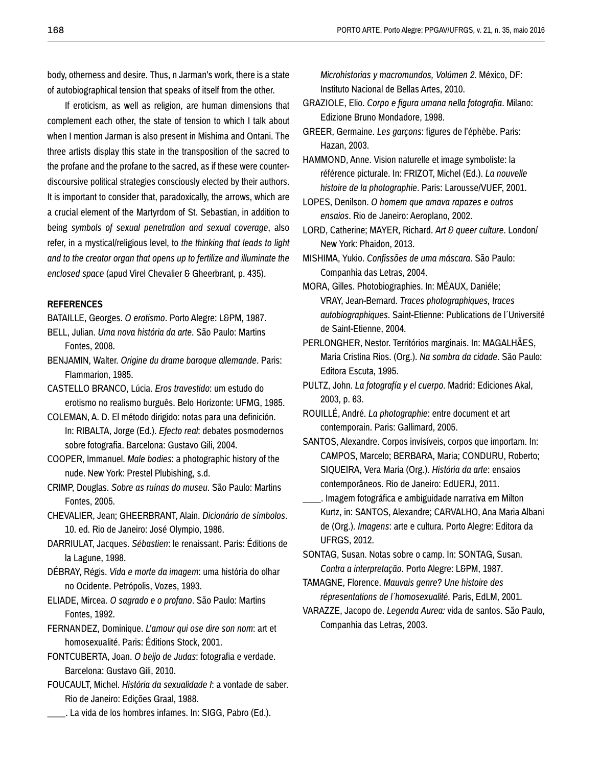body, otherness and desire. Thus, n Jarman's work, there is a state of autobiographical tension that speaks of itself from the other.

If eroticism, as well as religion, are human dimensions that complement each other, the state of tension to which I talk about when I mention Jarman is also present in Mishima and Ontani. The three artists display this state in the transposition of the sacred to the profane and the profane to the sacred, as if these were counter-discoursive political strategies consciously elected by their authors. It is important to consider that, paradoxically, the arrows, which are a crucial element of the Martyrdom of St. Sebastian, in addition to being *symbols of sexual penetration and sexual coverage*, also refer, in a mystical/religious level, to *the thinking that leads to light and to the creator organ that opens up to fertilize and illuminate the enclosed space* (apud Virel Chevalier & Gheerbrant, p. 435).

## REFERENCES

BATAILLE, Georges. *O erotismo*. Porto Alegre: L&PM, 1987.

BELL, Julian. *Uma nova história da arte*. São Paulo: Martins Fontes, 2008.

BENJAMIN, Walter. *Origine du drame baroque allemande*. Paris: Flammarion, 1985.

CASTELLO BRANCO, Lúcia. *Eros travestido*: um estudo do erotismo no realismo burguês. Belo Horizonte: UFMG, 1985.

COLEMAN, A. D. El método dirigido: notas para una definición. In: RIBALTA, Jorge (Ed.). *Efecto real*: debates posmodernos sobre fotografia. Barcelona: Gustavo Gili, 2004.

COOPER, Immanuel. *Male bodies*: a photographic history of the nude. New York: Prestel Plubishing, s.d.

CRIMP, Douglas. *Sobre as ruínas do museu*. São Paulo: Martins Fontes, 2005.

CHEVALIER, Jean; GHEERBRANT, Alain. *Dicionário de símbolos*. 10. ed. Rio de Janeiro: José Olympio, 1986.

DARRIULAT, Jacques. *Sébastien*: le renaissant. Paris: Éditions de la Lagune, 1998.

DÉBRAY, Régis. *Vida e morte da imagem*: uma história do olhar no Ocidente. Petrópolis, Vozes, 1993.

ELIADE, Mircea. *O sagrado e o profano*. São Paulo: Martins Fontes, 1992.

FERNANDEZ, Dominique. *L'amour qui ose dire son nom*: art et homosexualité. Paris: Éditions Stock, 2001.

FONTCUBERTA, Joan. *O beijo de Judas*: fotografia e verdade. Barcelona: Gustavo Gili, 2010.

FOUCAULT, Michel. *História da sexualidade I*: a vontade de saber. Rio de Janeiro: Edições Graal, 1988.

____. La vida de los hombres infames. In: SIGG, Pabro (Ed.). *Microhistorias y macromundos, Volúmen 2*. México, DF: Instituto Nacional de Bellas Artes, 2010.

GRAZIOLE, Elio. *Corpo e figura umana nella fotografia*. Milano: Edizione Bruno Mondadore, 1998.

GREER, Germaine. *Les garçons*: figures de l'éphèbe. Paris: Hazan, 2003.

HAMMOND, Anne. Vision naturelle et image symboliste: la référence picturale. In: FRIZOT, Michel (Ed.). *La nouvelle histoire de la photographie*. Paris: Larousse/VUEF, 2001.

LOPES, Denilson. *O homem que amava rapazes e outros ensaios*. Rio de Janeiro: Aeroplano, 2002.

LORD, Catherine; MAYER, Richard. *Art & queer culture*. London/New York: Phaidon, 2013.

MISHIMA, Yukio. *Confissões de uma máscara*. São Paulo: Companhia das Letras, 2004.

MORA, Gilles. Photobiographies. In: MÉAUX, Daniéle; VRAY, Jean-Bernard. *Traces photographiques, traces autobiographiques*. Saint-Etienne: Publications de l´Université de Saint-Etienne, 2004.

PERLONGHER, Nestor. Territórios marginais. In: MAGALHÃES, Maria Cristina Rios. (Org.). *Na sombra da cidade*. São Paulo: Editora Escuta, 1995.

PULTZ, John. *La fotografía y el cuerpo*. Madrid: Ediciones Akal, 2003, p. 63.

ROUILLÉ, André. *La photographie*: entre document et art contemporain. Paris: Gallimard, 2005.

SANTOS, Alexandre. Corpos invisíveis, corpos que importam. In: CAMPOS, Marcelo; BERBARA, Maria; CONDURU, Roberto; SIQUEIRA, Vera Maria (Org.). *História da arte*: ensaios contemporâneos. Rio de Janeiro: EdUERJ, 2011.

____. Imagem fotográfica e ambiguidade narrativa em Milton Kurtz, in: SANTOS, Alexandre; CARVALHO, Ana Maria Albani de (Org.). *Imagens*: arte e cultura. Porto Alegre: Editora da UFRGS, 2012.

SONTAG, Susan. Notas sobre o camp. In: SONTAG, Susan. *Contra a interpretação*. Porto Alegre: L&PM, 1987.

TAMAGNE, Florence. *Mauvais genre? Une histoire des répresentations de l´homosexualité*. Paris, EdLM, 2001.

VARAZZE, Jacopo de. *Legenda Aurea:* vida de santos. São Paulo, Companhia das Letras, 2003.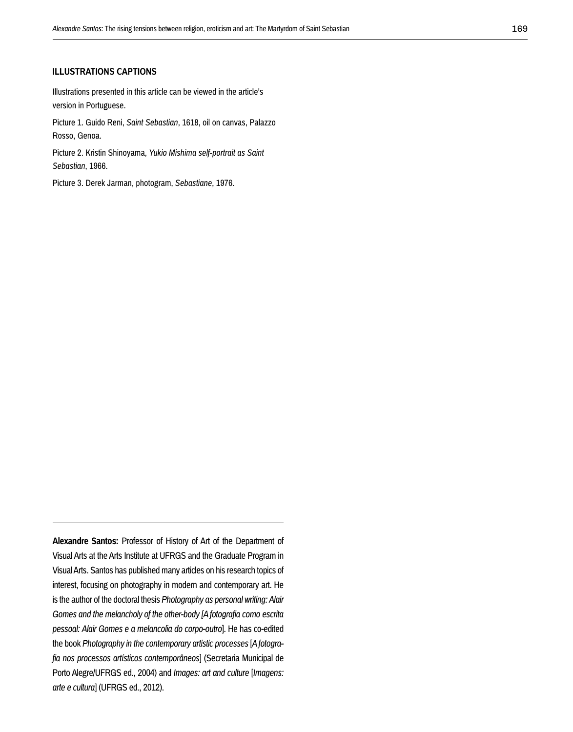## ILLUSTRATIONS CAPTIONS

Illustrations presented in this article can be viewed in the article's version in Portuguese.

Picture 1. Guido Reni, *Saint Sebastian*, 1618, oil on canvas, Palazzo Rosso, Genoa.

Picture 2. Kristin Shinoyama, *Yukio Mishima self-portrait as Saint Sebastian*, 1966.

Picture 3. Derek Jarman, photogram, *Sebastiane*, 1976.

---

**Alexandre Santos:** Professor of History of Art of the Department of Visual Arts at the Arts Institute at UFRGS and the Graduate Program in Visual Arts. Santos has published many articles on his research topics of interest, focusing on photography in modern and contemporary art. He is the author of the doctoral thesis *Photography as personal writing: Alair Gomes and the melancholy of the other-body [A fotografia como escrita pessoal: Alair Gomes e a melancolia do corpo-outro*]. He has co-edited the book *Photography in the contemporary artistic processes* [*A fotografia nos processos artísticos contemporâneos*] (Secretaria Municipal de Porto Alegre/UFRGS ed., 2004) and *Images: art and culture* [*Imagens: arte e cultura*] (UFRGS ed., 2012).